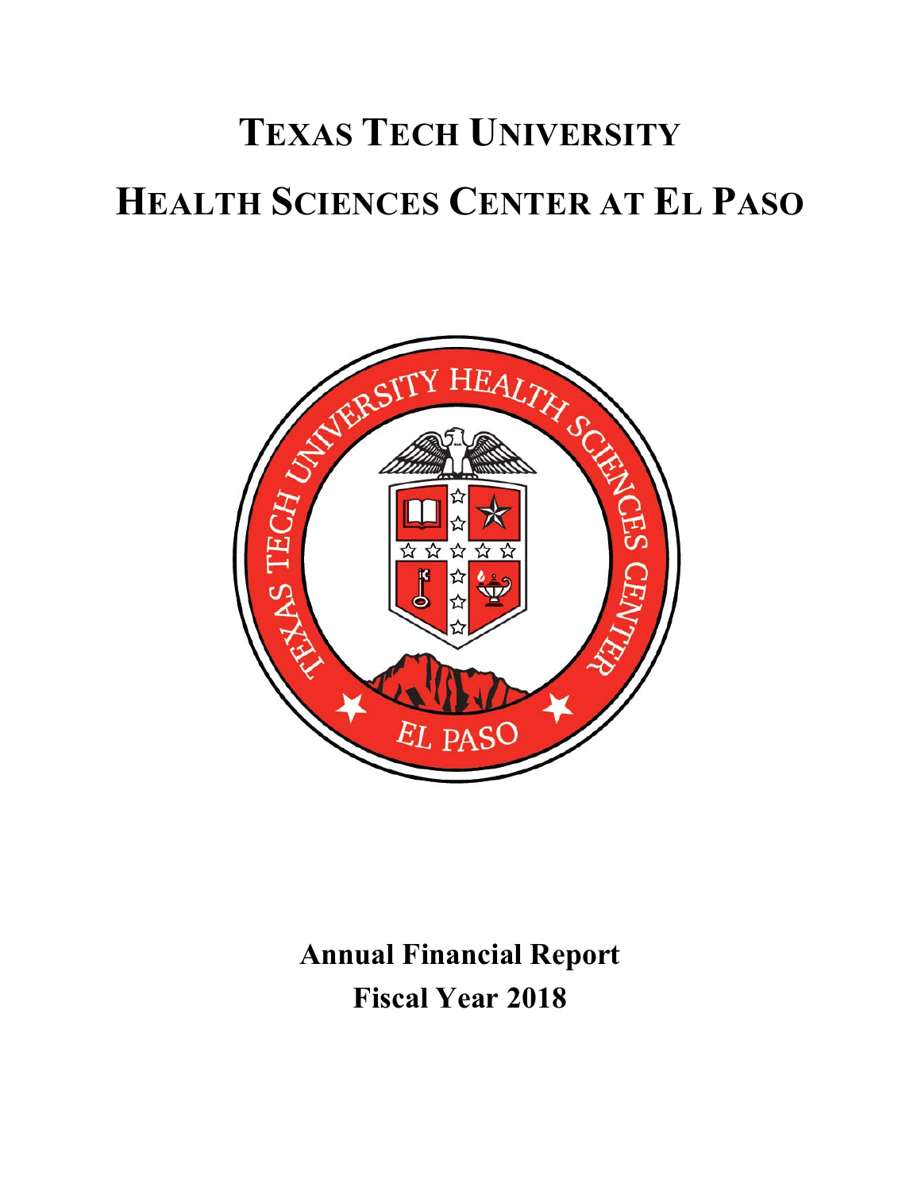# TEXAS TECH UNIVERSITY

# HEALTH SCIENCES CENTER AT EL PASO

**Annual Financial Report**

**Fiscal Year 2018**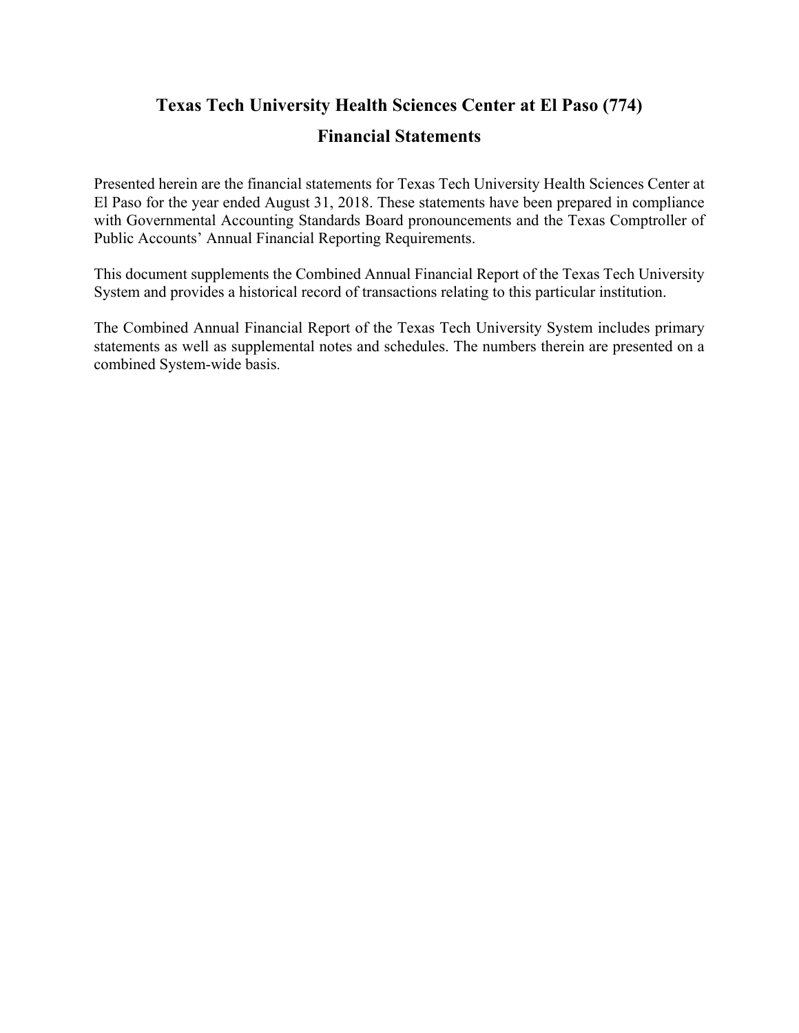# Texas Tech University Health Sciences Center at El Paso (774)

## Financial Statements

Presented herein are the financial statements for Texas Tech University Health Sciences Center at El Paso for the year ended August 31, 2018. These statements have been prepared in compliance with Governmental Accounting Standards Board pronouncements and the Texas Comptroller of Public Accounts' Annual Financial Reporting Requirements.

This document supplements the Combined Annual Financial Report of the Texas Tech University System and provides a historical record of transactions relating to this particular institution.

The Combined Annual Financial Report of the Texas Tech University System includes primary statements as well as supplemental notes and schedules. The numbers therein are presented on a combined System-wide basis.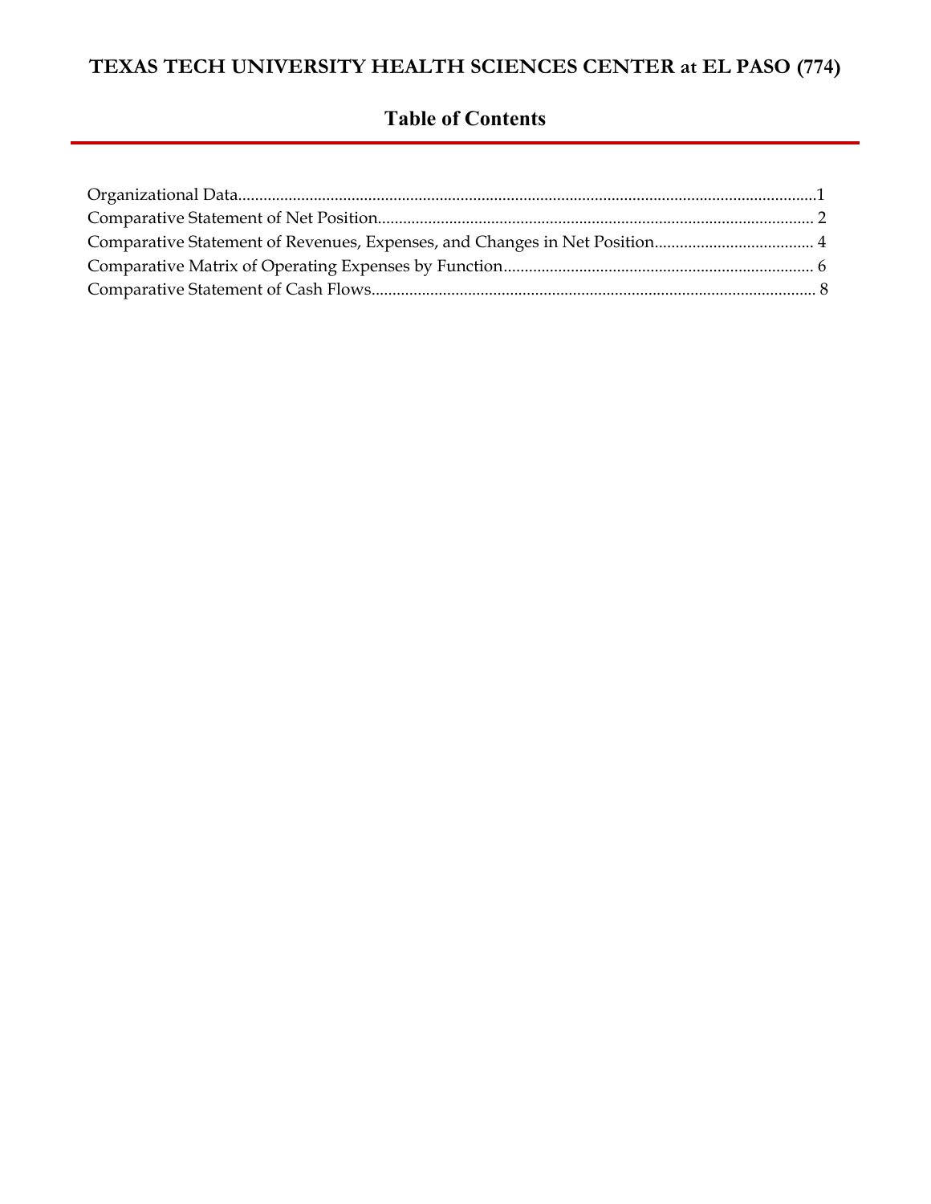# TEXAS TECH UNIVERSITY HEALTH SCIENCES CENTER at EL PASO (774)

## Table of Contents

Organizational Data....................................................................................................................................1
Comparative Statement of Net Position........................................................................................................ 2
Comparative Statement of Revenues, Expenses, and Changes in Net Position...................................... 4
Comparative Matrix of Operating Expenses by Function.......................................................................... 6
Comparative Statement of Cash Flows......................................................................................................... 8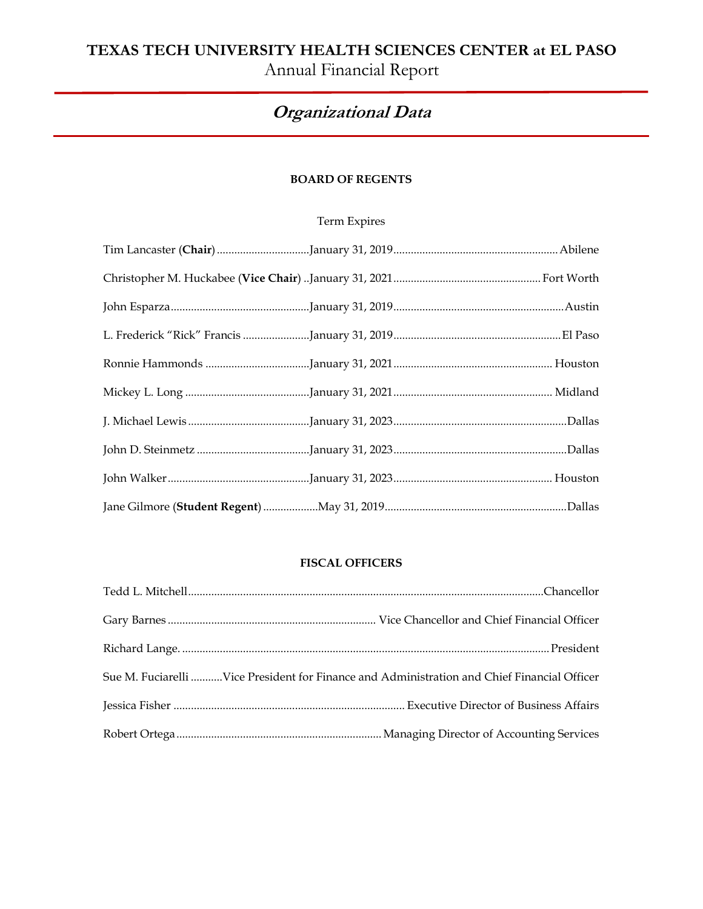# TEXAS TECH UNIVERSITY HEALTH SCIENCES CENTER at EL PASO

Annual Financial Report

## *Organizational Data*

### BOARD OF REGENTS

| | Term Expires | |
|---|---|---|
| Tim Lancaster (**Chair**) | January 31, 2019 | Abilene |
| Christopher M. Huckabee (**Vice Chair**) | January 31, 2021 | Fort Worth |
| John Esparza | January 31, 2019 | Austin |
| L. Frederick "Rick" Francis | January 31, 2019 | El Paso |
| Ronnie Hammonds | January 31, 2021 | Houston |
| Mickey L. Long | January 31, 2021 | Midland |
| J. Michael Lewis | January 31, 2023 | Dallas |
| John D. Steinmetz | January 31, 2023 | Dallas |
| John Walker | January 31, 2023 | Houston |
| Jane Gilmore (**Student Regent**) | May 31, 2019 | Dallas |

### FISCAL OFFICERS

| | |
|---|---|
| Tedd L. Mitchell | Chancellor |
| Gary Barnes | Vice Chancellor and Chief Financial Officer |
| Richard Lange. | President |
| Sue M. Fuciarelli | Vice President for Finance and Administration and Chief Financial Officer |
| Jessica Fisher | Executive Director of Business Affairs |
| Robert Ortega | Managing Director of Accounting Services |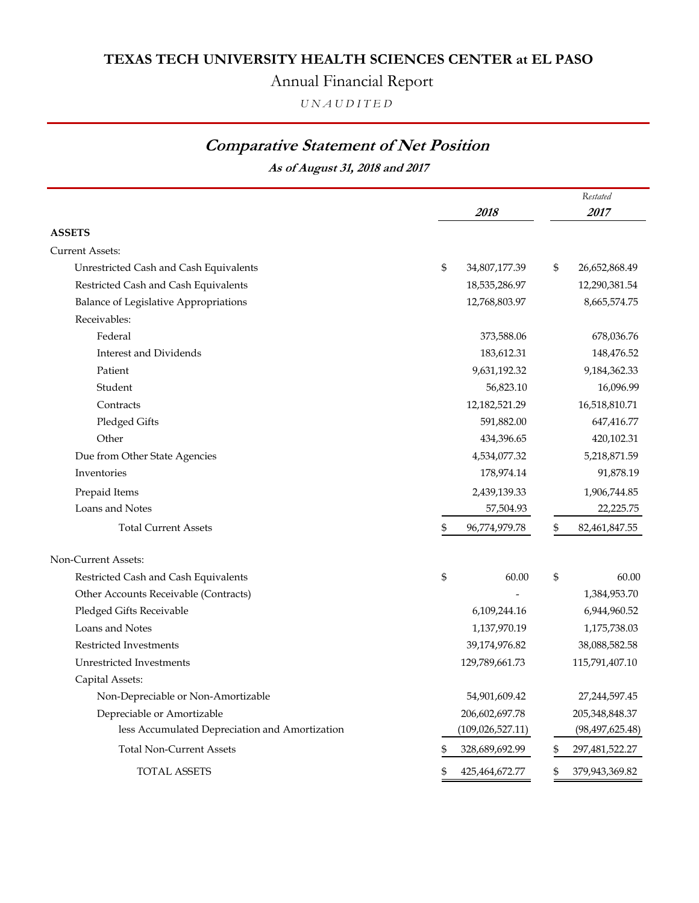# TEXAS TECH UNIVERSITY HEALTH SCIENCES CENTER at EL PASO

## Annual Financial Report

*UNAUDITED*

## *Comparative Statement of Net Position*

***As of August 31, 2018 and 2017***

| | 2018 | Restated 2017 |
|---|---|---|
| **ASSETS** | | |
| Current Assets: | | |
| Unrestricted Cash and Cash Equivalents | $ 34,807,177.39 | $ 26,652,868.49 |
| Restricted Cash and Cash Equivalents | 18,535,286.97 | 12,290,381.54 |
| Balance of Legislative Appropriations | 12,768,803.97 | 8,665,574.75 |
| Receivables: | | |
| Federal | 373,588.06 | 678,036.76 |
| Interest and Dividends | 183,612.31 | 148,476.52 |
| Patient | 9,631,192.32 | 9,184,362.33 |
| Student | 56,823.10 | 16,096.99 |
| Contracts | 12,182,521.29 | 16,518,810.71 |
| Pledged Gifts | 591,882.00 | 647,416.77 |
| Other | 434,396.65 | 420,102.31 |
| Due from Other State Agencies | 4,534,077.32 | 5,218,871.59 |
| Inventories | 178,974.14 | 91,878.19 |
| Prepaid Items | 2,439,139.33 | 1,906,744.85 |
| Loans and Notes | 57,504.93 | 22,225.75 |
| Total Current Assets | $ 96,774,979.78 | $ 82,461,847.55 |
| Non-Current Assets: | | |
| Restricted Cash and Cash Equivalents | $ 60.00 | $ 60.00 |
| Other Accounts Receivable (Contracts) | - | 1,384,953.70 |
| Pledged Gifts Receivable | 6,109,244.16 | 6,944,960.52 |
| Loans and Notes | 1,137,970.19 | 1,175,738.03 |
| Restricted Investments | 39,174,976.82 | 38,088,582.58 |
| Unrestricted Investments | 129,789,661.73 | 115,791,407.10 |
| Capital Assets: | | |
| Non-Depreciable or Non-Amortizable | 54,901,609.42 | 27,244,597.45 |
| Depreciable or Amortizable | 206,602,697.78 | 205,348,848.37 |
| less Accumulated Depreciation and Amortization | (109,026,527.11) | (98,497,625.48) |
| Total Non-Current Assets | $ 328,689,692.99 | $ 297,481,522.27 |
| TOTAL ASSETS | $ 425,464,672.77 | $ 379,943,369.82 |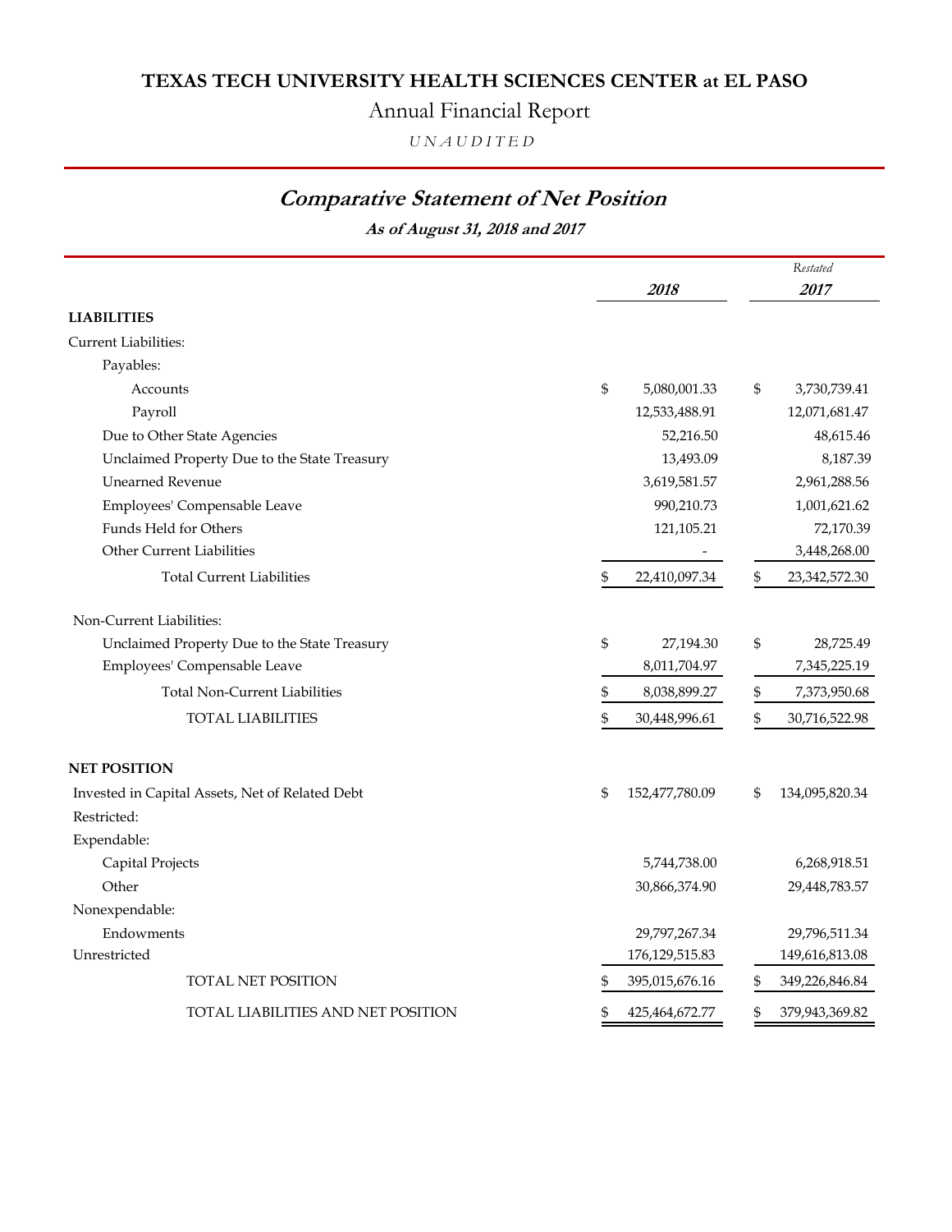**TEXAS TECH UNIVERSITY HEALTH SCIENCES CENTER at EL PASO**

Annual Financial Report

*UNAUDITED*

## *Comparative Statement of Net Position*

***As of August 31, 2018 and 2017***

| | **2018** | *Restated* **2017** |
|---|---|---|
| **LIABILITIES** | | |
| Current Liabilities: | | |
| Payables: | | |
| Accounts | $ 5,080,001.33 | $ 3,730,739.41 |
| Payroll | 12,533,488.91 | 12,071,681.47 |
| Due to Other State Agencies | 52,216.50 | 48,615.46 |
| Unclaimed Property Due to the State Treasury | 13,493.09 | 8,187.39 |
| Unearned Revenue | 3,619,581.57 | 2,961,288.56 |
| Employees' Compensable Leave | 990,210.73 | 1,001,621.62 |
| Funds Held for Others | 121,105.21 | 72,170.39 |
| Other Current Liabilities | - | 3,448,268.00 |
| Total Current Liabilities | $ 22,410,097.34 | $ 23,342,572.30 |
| Non-Current Liabilities: | | |
| Unclaimed Property Due to the State Treasury | $ 27,194.30 | $ 28,725.49 |
| Employees' Compensable Leave | 8,011,704.97 | 7,345,225.19 |
| Total Non-Current Liabilities | $ 8,038,899.27 | $ 7,373,950.68 |
| TOTAL LIABILITIES | $ 30,448,996.61 | $ 30,716,522.98 |
| **NET POSITION** | | |
| Invested in Capital Assets, Net of Related Debt | $ 152,477,780.09 | $ 134,095,820.34 |
| Restricted: | | |
| Expendable: | | |
| Capital Projects | 5,744,738.00 | 6,268,918.51 |
| Other | 30,866,374.90 | 29,448,783.57 |
| Nonexpendable: | | |
| Endowments | 29,797,267.34 | 29,796,511.34 |
| Unrestricted | 176,129,515.83 | 149,616,813.08 |
| TOTAL NET POSITION | $ 395,015,676.16 | $ 349,226,846.84 |
| TOTAL LIABILITIES AND NET POSITION | $ 425,464,672.77 | $ 379,943,369.82 |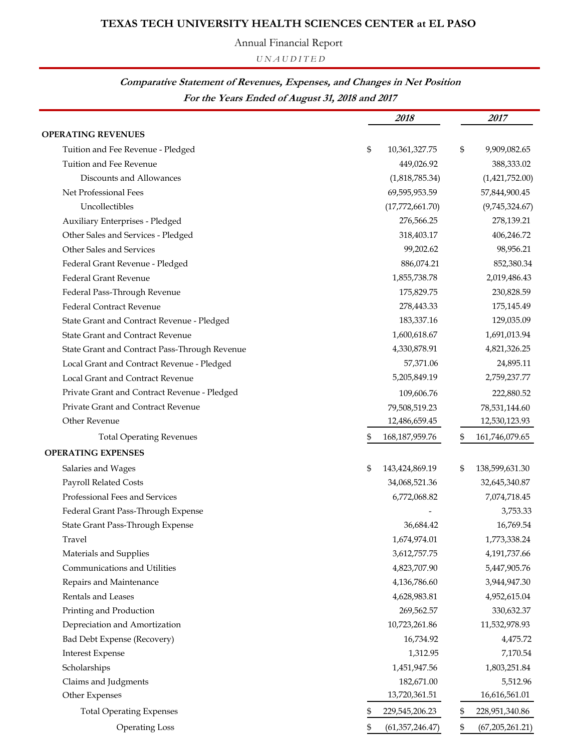# TEXAS TECH UNIVERSITY HEALTH SCIENCES CENTER at EL PASO

Annual Financial Report

*UNAUDITED*

***Comparative Statement of Revenues, Expenses, and Changes in Net Position***
***For the Years Ended of August 31, 2018 and 2017***

| | 2018 | 2017 |
|---|---|---|
| **OPERATING REVENUES** | | |
| Tuition and Fee Revenue - Pledged | $ 10,361,327.75 | $ 9,909,082.65 |
| Tuition and Fee Revenue | 449,026.92 | 388,333.02 |
| Discounts and Allowances | (1,818,785.34) | (1,421,752.00) |
| Net Professional Fees | 69,595,953.59 | 57,844,900.45 |
| Uncollectibles | (17,772,661.70) | (9,745,324.67) |
| Auxiliary Enterprises - Pledged | 276,566.25 | 278,139.21 |
| Other Sales and Services - Pledged | 318,403.17 | 406,246.72 |
| Other Sales and Services | 99,202.62 | 98,956.21 |
| Federal Grant Revenue - Pledged | 886,074.21 | 852,380.34 |
| Federal Grant Revenue | 1,855,738.78 | 2,019,486.43 |
| Federal Pass-Through Revenue | 175,829.75 | 230,828.59 |
| Federal Contract Revenue | 278,443.33 | 175,145.49 |
| State Grant and Contract Revenue - Pledged | 183,337.16 | 129,035.09 |
| State Grant and Contract Revenue | 1,600,618.67 | 1,691,013.94 |
| State Grant and Contract Pass-Through Revenue | 4,330,878.91 | 4,821,326.25 |
| Local Grant and Contract Revenue - Pledged | 57,371.06 | 24,895.11 |
| Local Grant and Contract Revenue | 5,205,849.19 | 2,759,237.77 |
| Private Grant and Contract Revenue - Pledged | 109,606.76 | 222,880.52 |
| Private Grant and Contract Revenue | 79,508,519.23 | 78,531,144.60 |
| Other Revenue | 12,486,659.45 | 12,530,123.93 |
| Total Operating Revenues | $ 168,187,959.76 | $ 161,746,079.65 |
| **OPERATING EXPENSES** | | |
| Salaries and Wages | $ 143,424,869.19 | $ 138,599,631.30 |
| Payroll Related Costs | 34,068,521.36 | 32,645,340.87 |
| Professional Fees and Services | 6,772,068.82 | 7,074,718.45 |
| Federal Grant Pass-Through Expense | - | 3,753.33 |
| State Grant Pass-Through Expense | 36,684.42 | 16,769.54 |
| Travel | 1,674,974.01 | 1,773,338.24 |
| Materials and Supplies | 3,612,757.75 | 4,191,737.66 |
| Communications and Utilities | 4,823,707.90 | 5,447,905.76 |
| Repairs and Maintenance | 4,136,786.60 | 3,944,947.30 |
| Rentals and Leases | 4,628,983.81 | 4,952,615.04 |
| Printing and Production | 269,562.57 | 330,632.37 |
| Depreciation and Amortization | 10,723,261.86 | 11,532,978.93 |
| Bad Debt Expense (Recovery) | 16,734.92 | 4,475.72 |
| Interest Expense | 1,312.95 | 7,170.54 |
| Scholarships | 1,451,947.56 | 1,803,251.84 |
| Claims and Judgments | 182,671.00 | 5,512.96 |
| Other Expenses | 13,720,361.51 | 16,616,561.01 |
| Total Operating Expenses | $ 229,545,206.23 | $ 228,951,340.86 |
| Operating Loss | $ (61,357,246.47) | $ (67,205,261.21) |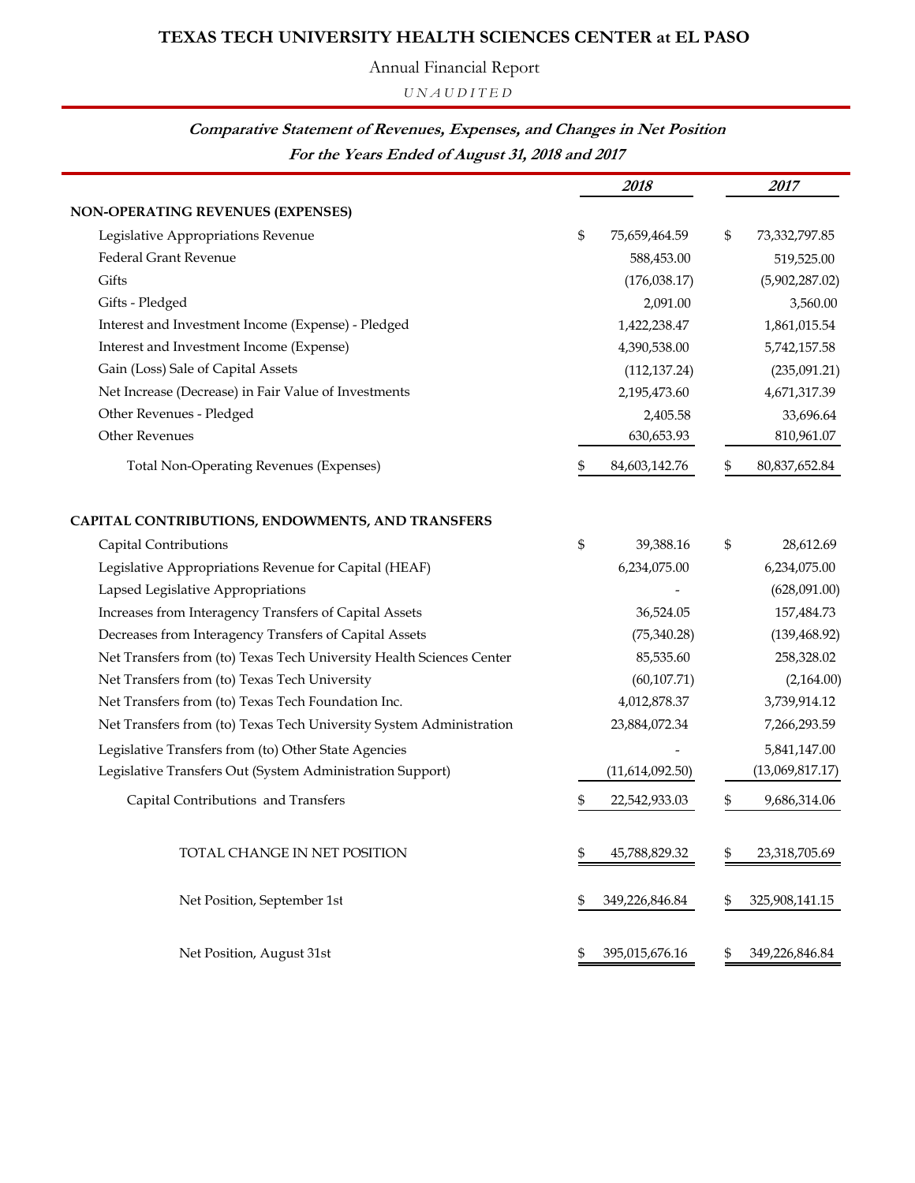# TEXAS TECH UNIVERSITY HEALTH SCIENCES CENTER at EL PASO

Annual Financial Report

*UNAUDITED*

## *Comparative Statement of Revenues, Expenses, and Changes in Net Position*
## *For the Years Ended of August 31, 2018 and 2017*

| | *2018* | *2017* |
|---|---|---|
| **NON-OPERATING REVENUES (EXPENSES)** | | |
| Legislative Appropriations Revenue | $ 75,659,464.59 | $ 73,332,797.85 |
| Federal Grant Revenue | 588,453.00 | 519,525.00 |
| Gifts | (176,038.17) | (5,902,287.02) |
| Gifts - Pledged | 2,091.00 | 3,560.00 |
| Interest and Investment Income (Expense) - Pledged | 1,422,238.47 | 1,861,015.54 |
| Interest and Investment Income (Expense) | 4,390,538.00 | 5,742,157.58 |
| Gain (Loss) Sale of Capital Assets | (112,137.24) | (235,091.21) |
| Net Increase (Decrease) in Fair Value of Investments | 2,195,473.60 | 4,671,317.39 |
| Other Revenues - Pledged | 2,405.58 | 33,696.64 |
| Other Revenues | 630,653.93 | 810,961.07 |
| Total Non-Operating Revenues (Expenses) | $ 84,603,142.76 | $ 80,837,652.84 |
| | | |
| **CAPITAL CONTRIBUTIONS, ENDOWMENTS, AND TRANSFERS** | | |
| Capital Contributions | $ 39,388.16 | $ 28,612.69 |
| Legislative Appropriations Revenue for Capital (HEAF) | 6,234,075.00 | 6,234,075.00 |
| Lapsed Legislative Appropriations | - | (628,091.00) |
| Increases from Interagency Transfers of Capital Assets | 36,524.05 | 157,484.73 |
| Decreases from Interagency Transfers of Capital Assets | (75,340.28) | (139,468.92) |
| Net Transfers from (to) Texas Tech University Health Sciences Center | 85,535.60 | 258,328.02 |
| Net Transfers from (to) Texas Tech University | (60,107.71) | (2,164.00) |
| Net Transfers from (to) Texas Tech Foundation Inc. | 4,012,878.37 | 3,739,914.12 |
| Net Transfers from (to) Texas Tech University System Administration | 23,884,072.34 | 7,266,293.59 |
| Legislative Transfers from (to) Other State Agencies | - | 5,841,147.00 |
| Legislative Transfers Out (System Administration Support) | (11,614,092.50) | (13,069,817.17) |
| Capital Contributions and Transfers | $ 22,542,933.03 | $ 9,686,314.06 |
| | | |
| TOTAL CHANGE IN NET POSITION | $ 45,788,829.32 | $ 23,318,705.69 |
| | | |
| Net Position, September 1st | $ 349,226,846.84 | $ 325,908,141.15 |
| | | |
| Net Position, August 31st | $ 395,015,676.16 | $ 349,226,846.84 |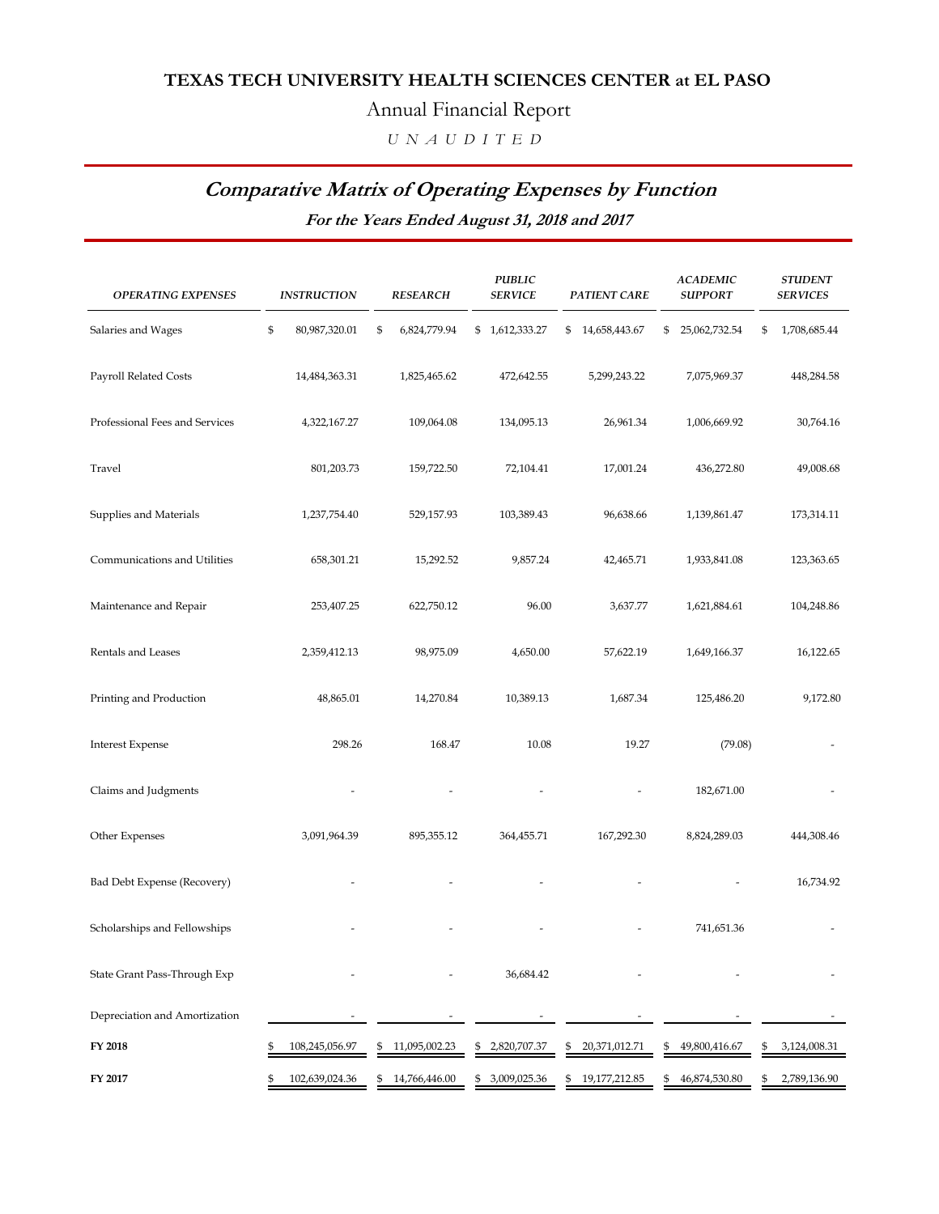# TEXAS TECH UNIVERSITY HEALTH SCIENCES CENTER at EL PASO

## Annual Financial Report

*U N A U D I T E D*

## *Comparative Matrix of Operating Expenses by Function*

### *For the Years Ended August 31, 2018 and 2017*

| *OPERATING EXPENSES* | *INSTRUCTION* | *RESEARCH* | *PUBLIC SERVICE* | *PATIENT CARE* | *ACADEMIC SUPPORT* | *STUDENT SERVICES* |
|---|---|---|---|---|---|---|
| Salaries and Wages | $ 80,987,320.01 | $ 6,824,779.94 | $ 1,612,333.27 | $ 14,658,443.67 | $ 25,062,732.54 | $ 1,708,685.44 |
| Payroll Related Costs | 14,484,363.31 | 1,825,465.62 | 472,642.55 | 5,299,243.22 | 7,075,969.37 | 448,284.58 |
| Professional Fees and Services | 4,322,167.27 | 109,064.08 | 134,095.13 | 26,961.34 | 1,006,669.92 | 30,764.16 |
| Travel | 801,203.73 | 159,722.50 | 72,104.41 | 17,001.24 | 436,272.80 | 49,008.68 |
| Supplies and Materials | 1,237,754.40 | 529,157.93 | 103,389.43 | 96,638.66 | 1,139,861.47 | 173,314.11 |
| Communications and Utilities | 658,301.21 | 15,292.52 | 9,857.24 | 42,465.71 | 1,933,841.08 | 123,363.65 |
| Maintenance and Repair | 253,407.25 | 622,750.12 | 96.00 | 3,637.77 | 1,621,884.61 | 104,248.86 |
| Rentals and Leases | 2,359,412.13 | 98,975.09 | 4,650.00 | 57,622.19 | 1,649,166.37 | 16,122.65 |
| Printing and Production | 48,865.01 | 14,270.84 | 10,389.13 | 1,687.34 | 125,486.20 | 9,172.80 |
| Interest Expense | 298.26 | 168.47 | 10.08 | 19.27 | (79.08) | - |
| Claims and Judgments | - | - | - | - | 182,671.00 | - |
| Other Expenses | 3,091,964.39 | 895,355.12 | 364,455.71 | 167,292.30 | 8,824,289.03 | 444,308.46 |
| Bad Debt Expense (Recovery) | - | - | - | - | - | 16,734.92 |
| Scholarships and Fellowships | - | - | - | - | 741,651.36 | - |
| State Grant Pass-Through Exp | - | - | 36,684.42 | - | - | - |
| Depreciation and Amortization | - | - | - | - | - | - |
| **FY 2018** | $ 108,245,056.97 | $ 11,095,002.23 | $ 2,820,707.37 | $ 20,371,012.71 | $ 49,800,416.67 | $ 3,124,008.31 |
| **FY 2017** | $ 102,639,024.36 | $ 14,766,446.00 | $ 3,009,025.36 | $ 19,177,212.85 | $ 46,874,530.80 | $ 2,789,136.90 |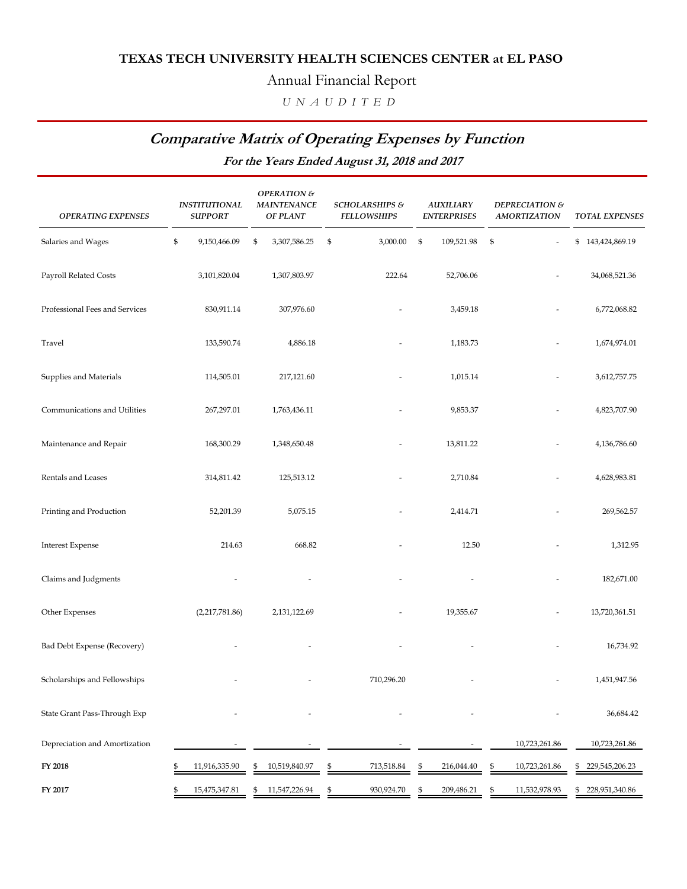# TEXAS TECH UNIVERSITY HEALTH SCIENCES CENTER at EL PASO

## Annual Financial Report

*U N A U D I T E D*

## *Comparative Matrix of Operating Expenses by Function*

### *For the Years Ended August 31, 2018 and 2017*

| *OPERATING EXPENSES* | *INSTITUTIONAL SUPPORT* | *OPERATION & MAINTENANCE OF PLANT* | *SCHOLARSHIPS & FELLOWSHIPS* | *AUXILIARY ENTERPRISES* | *DEPRECIATION & AMORTIZATION* | *TOTAL EXPENSES* |
|---|---|---|---|---|---|---|
| Salaries and Wages | $ 9,150,466.09 | $ 3,307,586.25 | $ 3,000.00 | $ 109,521.98 | $ - | $ 143,424,869.19 |
| Payroll Related Costs | 3,101,820.04 | 1,307,803.97 | 222.64 | 52,706.06 | - | 34,068,521.36 |
| Professional Fees and Services | 830,911.14 | 307,976.60 | - | 3,459.18 | - | 6,772,068.82 |
| Travel | 133,590.74 | 4,886.18 | - | 1,183.73 | - | 1,674,974.01 |
| Supplies and Materials | 114,505.01 | 217,121.60 | - | 1,015.14 | - | 3,612,757.75 |
| Communications and Utilities | 267,297.01 | 1,763,436.11 | - | 9,853.37 | - | 4,823,707.90 |
| Maintenance and Repair | 168,300.29 | 1,348,650.48 | - | 13,811.22 | - | 4,136,786.60 |
| Rentals and Leases | 314,811.42 | 125,513.12 | - | 2,710.84 | - | 4,628,983.81 |
| Printing and Production | 52,201.39 | 5,075.15 | - | 2,414.71 | - | 269,562.57 |
| Interest Expense | 214.63 | 668.82 | - | 12.50 | - | 1,312.95 |
| Claims and Judgments | - | - | - | - | - | 182,671.00 |
| Other Expenses | (2,217,781.86) | 2,131,122.69 | - | 19,355.67 | - | 13,720,361.51 |
| Bad Debt Expense (Recovery) | - | - | - | - | - | 16,734.92 |
| Scholarships and Fellowships | - | - | 710,296.20 | - | - | 1,451,947.56 |
| State Grant Pass-Through Exp | - | - | - | - | - | 36,684.42 |
| Depreciation and Amortization | - | - | - | - | 10,723,261.86 | 10,723,261.86 |
| **FY 2018** | $ 11,916,335.90 | $ 10,519,840.97 | $ 713,518.84 | $ 216,044.40 | $ 10,723,261.86 | $ 229,545,206.23 |
| **FY 2017** | $ 15,475,347.81 | $ 11,547,226.94 | $ 930,924.70 | $ 209,486.21 | $ 11,532,978.93 | $ 228,951,340.86 |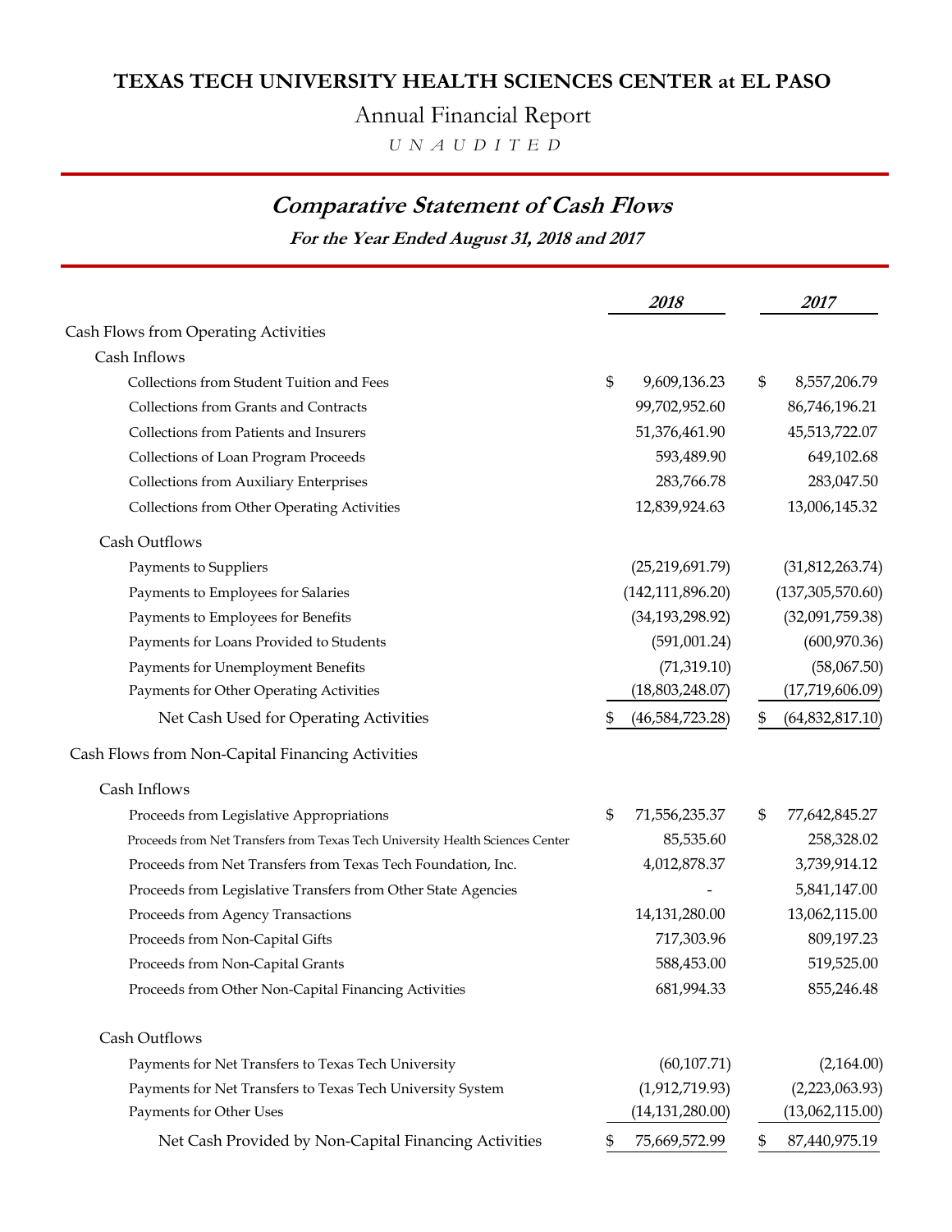**TEXAS TECH UNIVERSITY HEALTH SCIENCES CENTER at EL PASO**

Annual Financial Report

*U N A U D I T E D*

## *Comparative Statement of Cash Flows*

***For the Year Ended August 31, 2018 and 2017***

| | *2018* | *2017* |
|---|---|---|
| Cash Flows from Operating Activities | | |
| Cash Inflows | | |
| Collections from Student Tuition and Fees | $ 9,609,136.23 | $ 8,557,206.79 |
| Collections from Grants and Contracts | 99,702,952.60 | 86,746,196.21 |
| Collections from Patients and Insurers | 51,376,461.90 | 45,513,722.07 |
| Collections of Loan Program Proceeds | 593,489.90 | 649,102.68 |
| Collections from Auxiliary Enterprises | 283,766.78 | 283,047.50 |
| Collections from Other Operating Activities | 12,839,924.63 | 13,006,145.32 |
| Cash Outflows | | |
| Payments to Suppliers | (25,219,691.79) | (31,812,263.74) |
| Payments to Employees for Salaries | (142,111,896.20) | (137,305,570.60) |
| Payments to Employees for Benefits | (34,193,298.92) | (32,091,759.38) |
| Payments for Loans Provided to Students | (591,001.24) | (600,970.36) |
| Payments for Unemployment Benefits | (71,319.10) | (58,067.50) |
| Payments for Other Operating Activities | (18,803,248.07) | (17,719,606.09) |
| Net Cash Used for Operating Activities | $ (46,584,723.28) | $ (64,832,817.10) |
| Cash Flows from Non-Capital Financing Activities | | |
| Cash Inflows | | |
| Proceeds from Legislative Appropriations | $ 71,556,235.37 | $ 77,642,845.27 |
| Proceeds from Net Transfers from Texas Tech University Health Sciences Center | 85,535.60 | 258,328.02 |
| Proceeds from Net Transfers from Texas Tech Foundation, Inc. | 4,012,878.37 | 3,739,914.12 |
| Proceeds from Legislative Transfers from Other State Agencies | - | 5,841,147.00 |
| Proceeds from Agency Transactions | 14,131,280.00 | 13,062,115.00 |
| Proceeds from Non-Capital Gifts | 717,303.96 | 809,197.23 |
| Proceeds from Non-Capital Grants | 588,453.00 | 519,525.00 |
| Proceeds from Other Non-Capital Financing Activities | 681,994.33 | 855,246.48 |
| Cash Outflows | | |
| Payments for Net Transfers to Texas Tech University | (60,107.71) | (2,164.00) |
| Payments for Net Transfers to Texas Tech University System | (1,912,719.93) | (2,223,063.93) |
| Payments for Other Uses | (14,131,280.00) | (13,062,115.00) |
| Net Cash Provided by Non-Capital Financing Activities | $ 75,669,572.99 | $ 87,440,975.19 |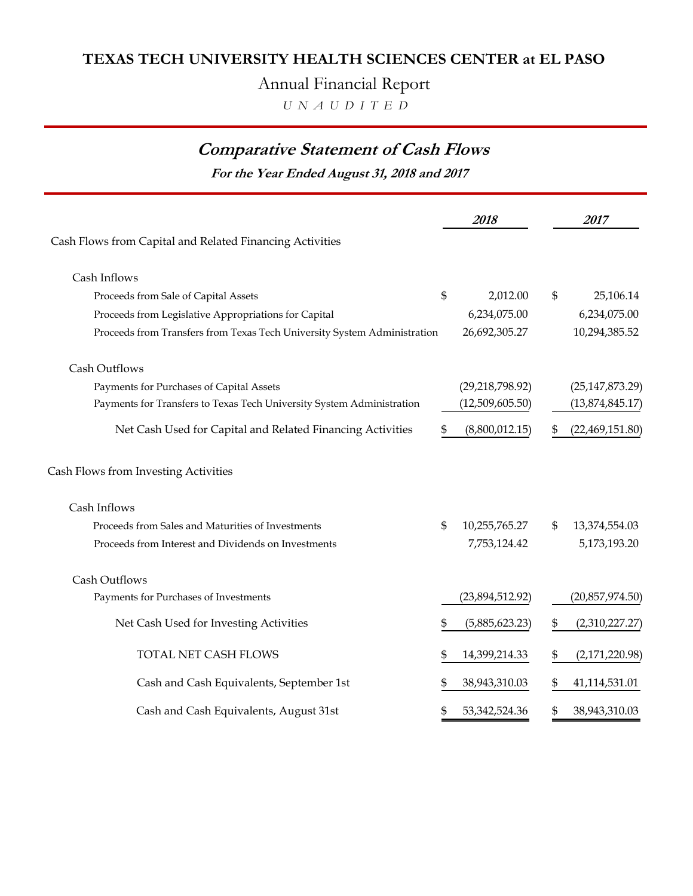# TEXAS TECH UNIVERSITY HEALTH SCIENCES CENTER at EL PASO

Annual Financial Report

*UNAUDITED*

## *Comparative Statement of Cash Flows*

***For the Year Ended August 31, 2018 and 2017***

| | 2018 | 2017 |
|---|---|---|
| Cash Flows from Capital and Related Financing Activities | | |
| Cash Inflows | | |
| Proceeds from Sale of Capital Assets | $ 2,012.00 | $ 25,106.14 |
| Proceeds from Legislative Appropriations for Capital | 6,234,075.00 | 6,234,075.00 |
| Proceeds from Transfers from Texas Tech University System Administration | 26,692,305.27 | 10,294,385.52 |
| Cash Outflows | | |
| Payments for Purchases of Capital Assets | (29,218,798.92) | (25,147,873.29) |
| Payments for Transfers to Texas Tech University System Administration | (12,509,605.50) | (13,874,845.17) |
| Net Cash Used for Capital and Related Financing Activities | $ (8,800,012.15) | $ (22,469,151.80) |
| Cash Flows from Investing Activities | | |
| Cash Inflows | | |
| Proceeds from Sales and Maturities of Investments | $ 10,255,765.27 | $ 13,374,554.03 |
| Proceeds from Interest and Dividends on Investments | 7,753,124.42 | 5,173,193.20 |
| Cash Outflows | | |
| Payments for Purchases of Investments | (23,894,512.92) | (20,857,974.50) |
| Net Cash Used for Investing Activities | $ (5,885,623.23) | $ (2,310,227.27) |
| TOTAL NET CASH FLOWS | $ 14,399,214.33 | $ (2,171,220.98) |
| Cash and Cash Equivalents, September 1st | $ 38,943,310.03 | $ 41,114,531.01 |
| Cash and Cash Equivalents, August 31st | $ 53,342,524.36 | $ 38,943,310.03 |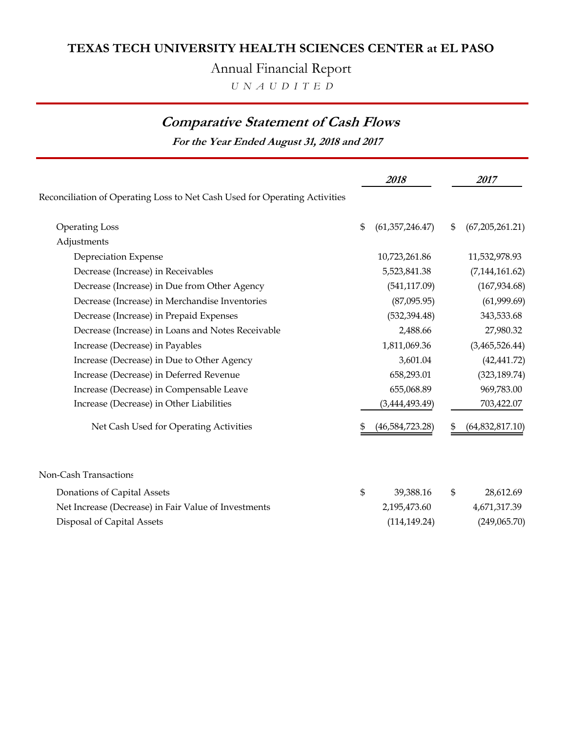# TEXAS TECH UNIVERSITY HEALTH SCIENCES CENTER at EL PASO

Annual Financial Report

*U N A U D I T E D*

## *Comparative Statement of Cash Flows*

***For the Year Ended August 31, 2018 and 2017***

| | 2018 | 2017 |
|---|---|---|
| Reconciliation of Operating Loss to Net Cash Used for Operating Activities | | |
| Operating Loss | $ (61,357,246.47) | $ (67,205,261.21) |
| Adjustments | | |
| Depreciation Expense | 10,723,261.86 | 11,532,978.93 |
| Decrease (Increase) in Receivables | 5,523,841.38 | (7,144,161.62) |
| Decrease (Increase) in Due from Other Agency | (541,117.09) | (167,934.68) |
| Decrease (Increase) in Merchandise Inventories | (87,095.95) | (61,999.69) |
| Decrease (Increase) in Prepaid Expenses | (532,394.48) | 343,533.68 |
| Decrease (Increase) in Loans and Notes Receivable | 2,488.66 | 27,980.32 |
| Increase (Decrease) in Payables | 1,811,069.36 | (3,465,526.44) |
| Increase (Decrease) in Due to Other Agency | 3,601.04 | (42,441.72) |
| Increase (Decrease) in Deferred Revenue | 658,293.01 | (323,189.74) |
| Increase (Decrease) in Compensable Leave | 655,068.89 | 969,783.00 |
| Increase (Decrease) in Other Liabilities | (3,444,493.49) | 703,422.07 |
| Net Cash Used for Operating Activities | $ (46,584,723.28) | $ (64,832,817.10) |
| | | |
| Non-Cash Transactions | | |
| Donations of Capital Assets | $ 39,388.16 | $ 28,612.69 |
| Net Increase (Decrease) in Fair Value of Investments | 2,195,473.60 | 4,671,317.39 |
| Disposal of Capital Assets | (114,149.24) | (249,065.70) |